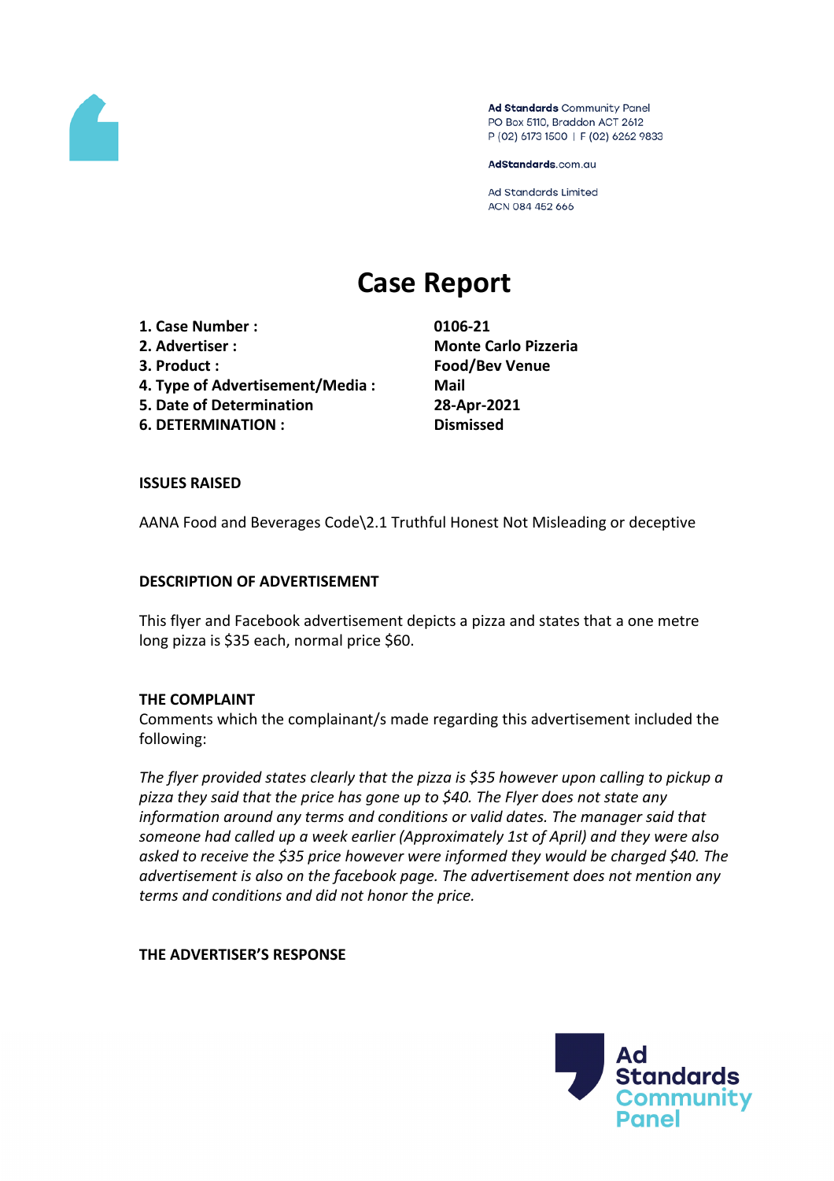Ad Standards Community Panel
PO Box 5110, Braddon ACT 2612
P (02) 6173 1500 | F (02) 6262 9833

AdStandards.com.au

Ad Standards Limited
ACN 084 452 666

# Case Report

| | |
|---|---|
| **1. Case Number :** | **0106-21** |
| **2. Advertiser :** | **Monte Carlo Pizzeria** |
| **3. Product :** | **Food/Bev Venue** |
| **4. Type of Advertisement/Media :** | **Mail** |
| **5. Date of Determination** | **28-Apr-2021** |
| **6. DETERMINATION :** | **Dismissed** |

**ISSUES RAISED**

AANA Food and Beverages Code\2.1 Truthful Honest Not Misleading or deceptive

**DESCRIPTION OF ADVERTISEMENT**

This flyer and Facebook advertisement depicts a pizza and states that a one metre long pizza is $35 each, normal price $60.

**THE COMPLAINT**

Comments which the complainant/s made regarding this advertisement included the following:

*The flyer provided states clearly that the pizza is $35 however upon calling to pickup a pizza they said that the price has gone up to $40. The Flyer does not state any information around any terms and conditions or valid dates. The manager said that someone had called up a week earlier (Approximately 1st of April) and they were also asked to receive the $35 price however were informed they would be charged $40. The advertisement is also on the facebook page. The advertisement does not mention any terms and conditions and did not honor the price.*

**THE ADVERTISER'S RESPONSE**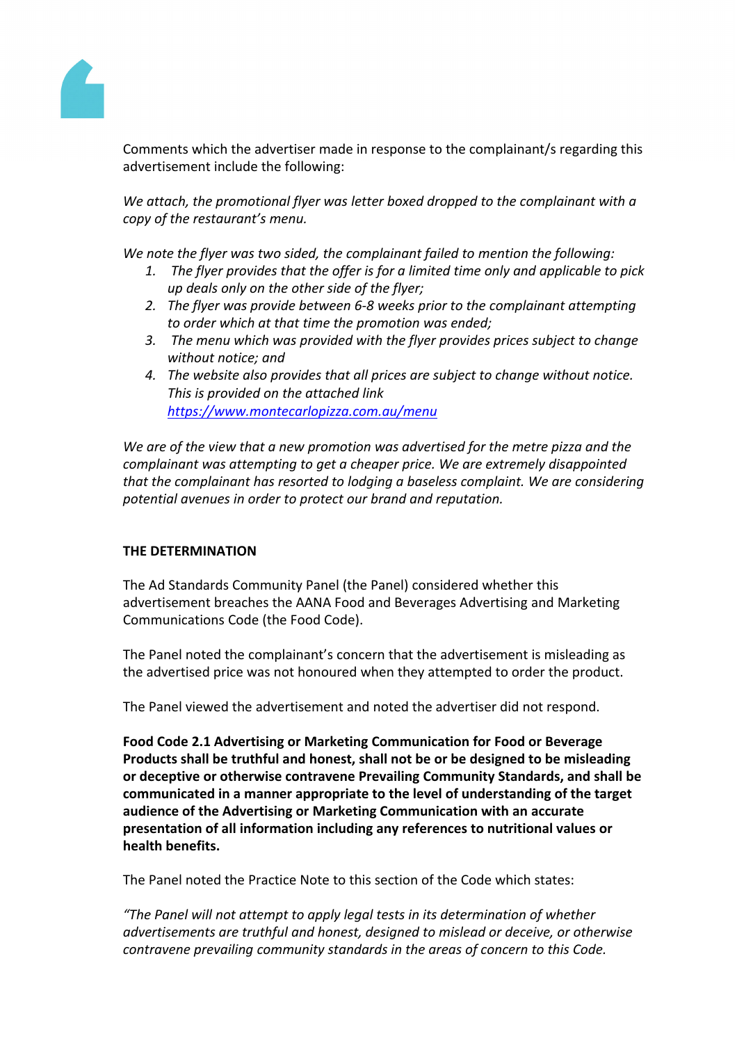Comments which the advertiser made in response to the complainant/s regarding this advertisement include the following:

*We attach, the promotional flyer was letter boxed dropped to the complainant with a copy of the restaurant's menu.*

*We note the flyer was two sided, the complainant failed to mention the following:*

1. *The flyer provides that the offer is for a limited time only and applicable to pick up deals only on the other side of the flyer;*
2. *The flyer was provide between 6-8 weeks prior to the complainant attempting to order which at that time the promotion was ended;*
3. *The menu which was provided with the flyer provides prices subject to change without notice; and*
4. *The website also provides that all prices are subject to change without notice. This is provided on the attached link https://www.montecarlopizza.com.au/menu*

*We are of the view that a new promotion was advertised for the metre pizza and the complainant was attempting to get a cheaper price. We are extremely disappointed that the complainant has resorted to lodging a baseless complaint. We are considering potential avenues in order to protect our brand and reputation.*

**THE DETERMINATION**

The Ad Standards Community Panel (the Panel) considered whether this advertisement breaches the AANA Food and Beverages Advertising and Marketing Communications Code (the Food Code).

The Panel noted the complainant's concern that the advertisement is misleading as the advertised price was not honoured when they attempted to order the product.

The Panel viewed the advertisement and noted the advertiser did not respond.

**Food Code 2.1 Advertising or Marketing Communication for Food or Beverage Products shall be truthful and honest, shall not be or be designed to be misleading or deceptive or otherwise contravene Prevailing Community Standards, and shall be communicated in a manner appropriate to the level of understanding of the target audience of the Advertising or Marketing Communication with an accurate presentation of all information including any references to nutritional values or health benefits.**

The Panel noted the Practice Note to this section of the Code which states:

*"The Panel will not attempt to apply legal tests in its determination of whether advertisements are truthful and honest, designed to mislead or deceive, or otherwise contravene prevailing community standards in the areas of concern to this Code.*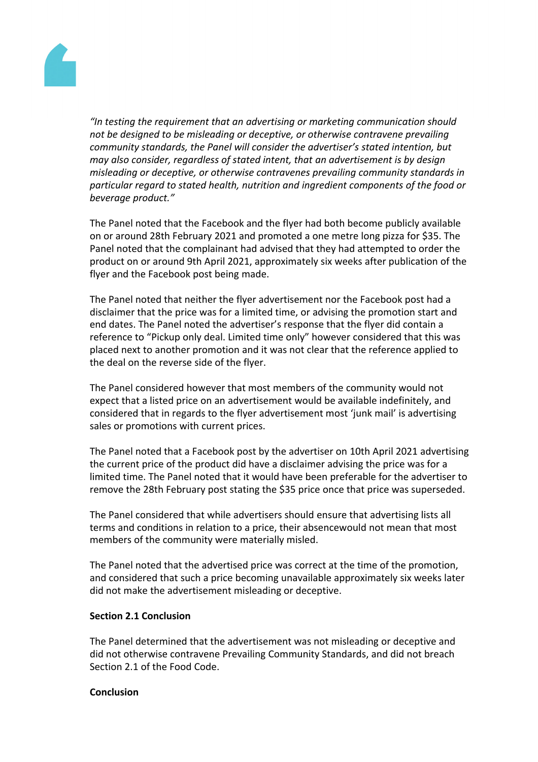*"In testing the requirement that an advertising or marketing communication should not be designed to be misleading or deceptive, or otherwise contravene prevailing community standards, the Panel will consider the advertiser's stated intention, but may also consider, regardless of stated intent, that an advertisement is by design misleading or deceptive, or otherwise contravenes prevailing community standards in particular regard to stated health, nutrition and ingredient components of the food or beverage product."*

The Panel noted that the Facebook and the flyer had both become publicly available on or around 28th February 2021 and promoted a one metre long pizza for $35. The Panel noted that the complainant had advised that they had attempted to order the product on or around 9th April 2021, approximately six weeks after publication of the flyer and the Facebook post being made.

The Panel noted that neither the flyer advertisement nor the Facebook post had a disclaimer that the price was for a limited time, or advising the promotion start and end dates. The Panel noted the advertiser's response that the flyer did contain a reference to "Pickup only deal. Limited time only" however considered that this was placed next to another promotion and it was not clear that the reference applied to the deal on the reverse side of the flyer.

The Panel considered however that most members of the community would not expect that a listed price on an advertisement would be available indefinitely, and considered that in regards to the flyer advertisement most 'junk mail' is advertising sales or promotions with current prices.

The Panel noted that a Facebook post by the advertiser on 10th April 2021 advertising the current price of the product did have a disclaimer advising the price was for a limited time. The Panel noted that it would have been preferable for the advertiser to remove the 28th February post stating the $35 price once that price was superseded.

The Panel considered that while advertisers should ensure that advertising lists all terms and conditions in relation to a price, their absencewould not mean that most members of the community were materially misled.

The Panel noted that the advertised price was correct at the time of the promotion, and considered that such a price becoming unavailable approximately six weeks later did not make the advertisement misleading or deceptive.

**Section 2.1 Conclusion**

The Panel determined that the advertisement was not misleading or deceptive and did not otherwise contravene Prevailing Community Standards, and did not breach Section 2.1 of the Food Code.

**Conclusion**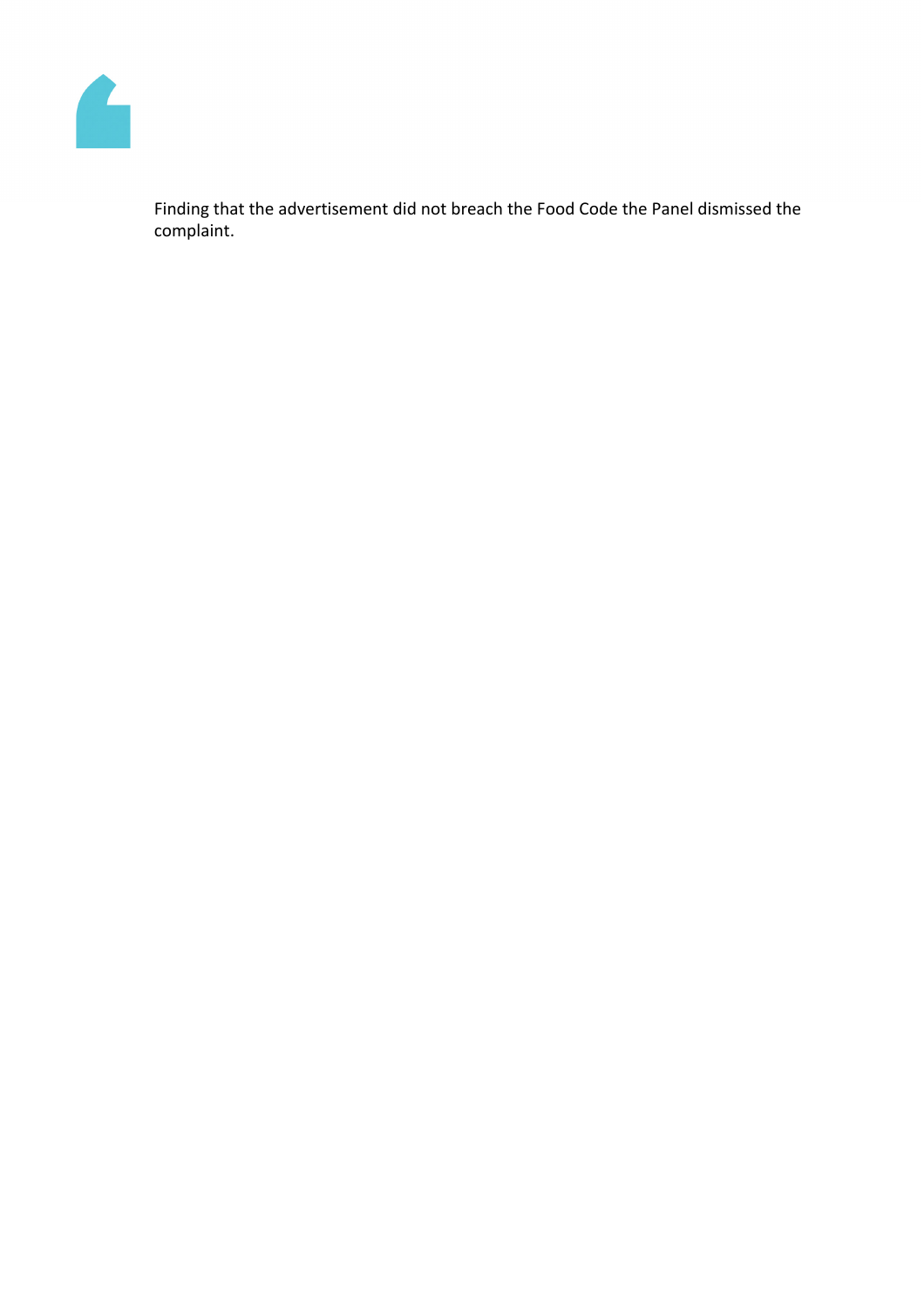Finding that the advertisement did not breach the Food Code the Panel dismissed the complaint.